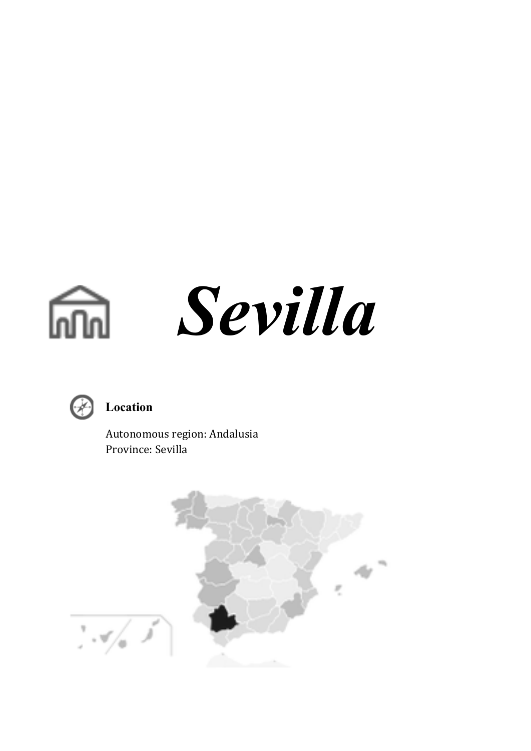# *Sevilla*

**Location**

Autonomous region: Andalusia
Province: Sevilla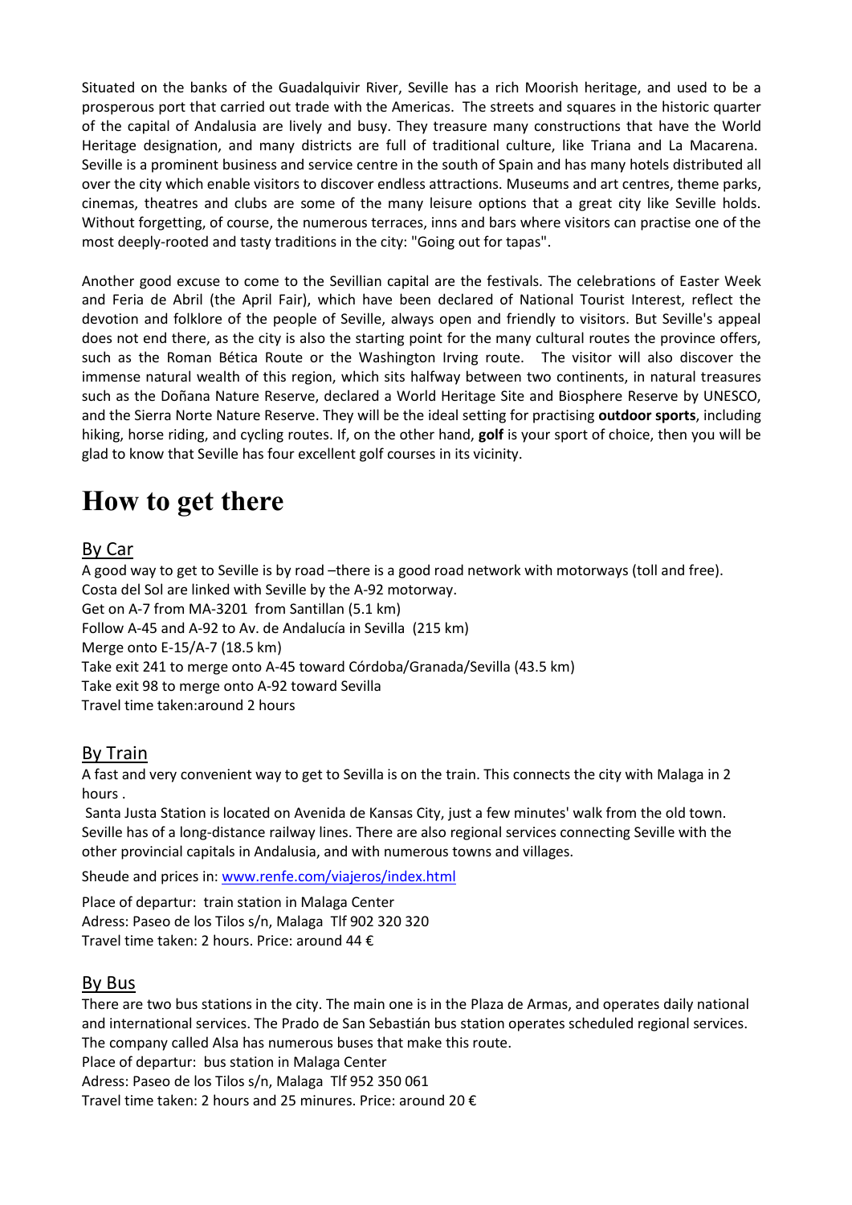Situated on the banks of the Guadalquivir River, Seville has a rich Moorish heritage, and used to be a prosperous port that carried out trade with the Americas. The streets and squares in the historic quarter of the capital of Andalusia are lively and busy. They treasure many constructions that have the World Heritage designation, and many districts are full of traditional culture, like Triana and La Macarena. Seville is a prominent business and service centre in the south of Spain and has many hotels distributed all over the city which enable visitors to discover endless attractions. Museums and art centres, theme parks, cinemas, theatres and clubs are some of the many leisure options that a great city like Seville holds. Without forgetting, of course, the numerous terraces, inns and bars where visitors can practise one of the most deeply-rooted and tasty traditions in the city: "Going out for tapas".

Another good excuse to come to the Sevillian capital are the festivals. The celebrations of Easter Week and Feria de Abril (the April Fair), which have been declared of National Tourist Interest, reflect the devotion and folklore of the people of Seville, always open and friendly to visitors. But Seville's appeal does not end there, as the city is also the starting point for the many cultural routes the province offers, such as the Roman Bética Route or the Washington Irving route. The visitor will also discover the immense natural wealth of this region, which sits halfway between two continents, in natural treasures such as the Doñana Nature Reserve, declared a World Heritage Site and Biosphere Reserve by UNESCO, and the Sierra Norte Nature Reserve. They will be the ideal setting for practising **outdoor sports**, including hiking, horse riding, and cycling routes. If, on the other hand, **golf** is your sport of choice, then you will be glad to know that Seville has four excellent golf courses in its vicinity.

# How to get there

## By Car

A good way to get to Seville is by road –there is a good road network with motorways (toll and free).
Costa del Sol are linked with Seville by the A-92 motorway.
Get on A-7 from MA-3201 from Santillan (5.1 km)
Follow A-45 and A-92 to Av. de Andalucía in Sevilla (215 km)
Merge onto E-15/A-7 (18.5 km)
Take exit 241 to merge onto A-45 toward Córdoba/Granada/Sevilla (43.5 km)
Take exit 98 to merge onto A-92 toward Sevilla
Travel time taken:around 2 hours

## By Train

A fast and very convenient way to get to Sevilla is on the train. This connects the city with Malaga in 2 hours .
Santa Justa Station is located on Avenida de Kansas City, just a few minutes' walk from the old town. Seville has of a long-distance railway lines. There are also regional services connecting Seville with the other provincial capitals in Andalusia, and with numerous towns and villages.

Sheude and prices in: www.renfe.com/viajeros/index.html

Place of departur: train station in Malaga Center
Adress: Paseo de los Tilos s/n, Malaga Tlf 902 320 320
Travel time taken: 2 hours. Price: around 44 €

## By Bus

There are two bus stations in the city. The main one is in the Plaza de Armas, and operates daily national and international services. The Prado de San Sebastián bus station operates scheduled regional services. The company called Alsa has numerous buses that make this route.
Place of departur: bus station in Malaga Center
Adress: Paseo de los Tilos s/n, Malaga Tlf 952 350 061
Travel time taken: 2 hours and 25 minutes. Price: around 20 €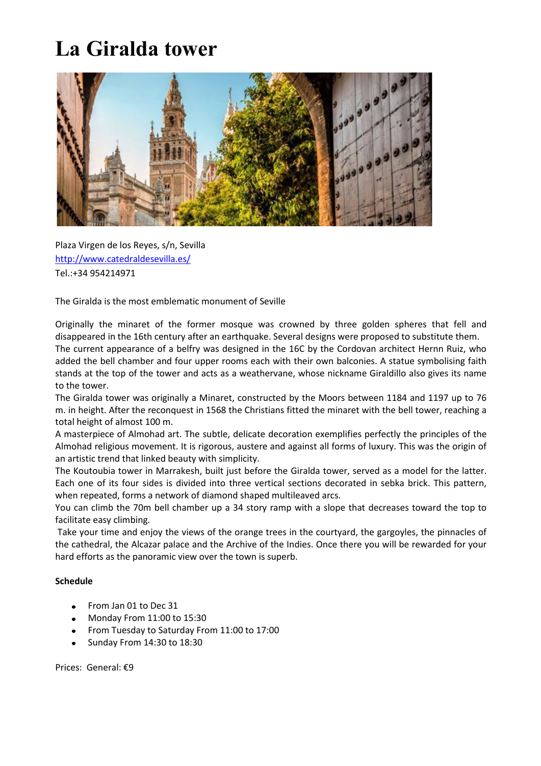# La Giralda tower

Plaza Virgen de los Reyes, s/n, Sevilla
[http://www.catedraldesevilla.es/](http://www.catedraldesevilla.es/)
Tel.:+34 954214971

The Giralda is the most emblematic monument of Seville

Originally the minaret of the former mosque was crowned by three golden spheres that fell and disappeared in the 16th century after an earthquake. Several designs were proposed to substitute them.
The current appearance of a belfry was designed in the 16C by the Cordovan architect Hernn Ruiz, who added the bell chamber and four upper rooms each with their own balconies. A statue symbolising faith stands at the top of the tower and acts as a weathervane, whose nickname Giraldillo also gives its name to the tower.
The Giralda tower was originally a Minaret, constructed by the Moors between 1184 and 1197 up to 76 m. in height. After the reconquest in 1568 the Christians fitted the minaret with the bell tower, reaching a total height of almost 100 m.
A masterpiece of Almohad art. The subtle, delicate decoration exemplifies perfectly the principles of the Almohad religious movement. It is rigorous, austere and against all forms of luxury. This was the origin of an artistic trend that linked beauty with simplicity.
The Koutoubia tower in Marrakesh, built just before the Giralda tower, served as a model for the latter. Each one of its four sides is divided into three vertical sections decorated in sebka brick. This pattern, when repeated, forms a network of diamond shaped multileaved arcs.
You can climb the 70m bell chamber up a 34 story ramp with a slope that decreases toward the top to facilitate easy climbing.
Take your time and enjoy the views of the orange trees in the courtyard, the gargoyles, the pinnacles of the cathedral, the Alcazar palace and the Archive of the Indies. Once there you will be rewarded for your hard efforts as the panoramic view over the town is superb.

**Schedule**

- From Jan 01 to Dec 31
- Monday From 11:00 to 15:30
- From Tuesday to Saturday From 11:00 to 17:00
- Sunday From 14:30 to 18:30

Prices: General: €9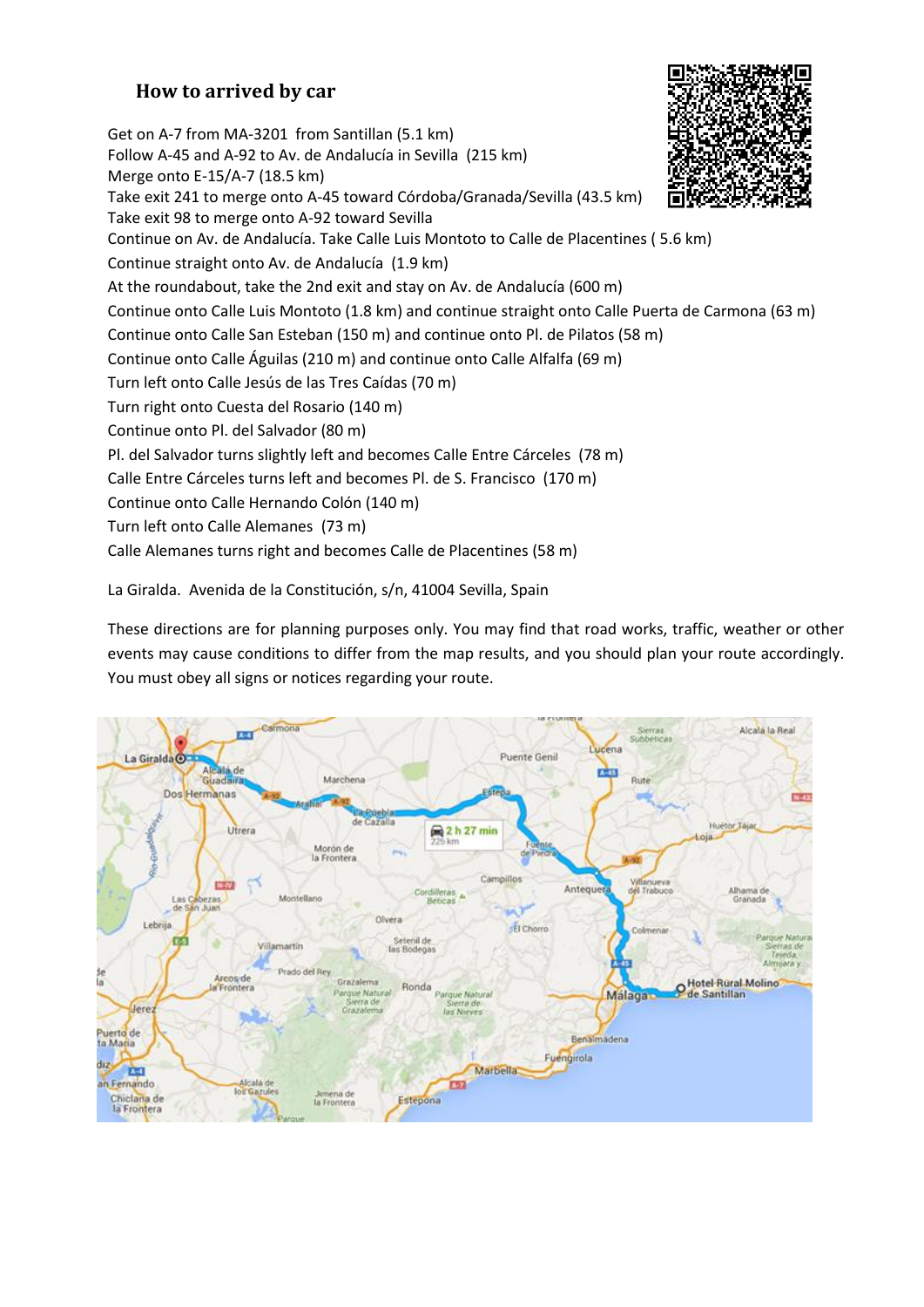## How to arrived by car

Get on A-7 from MA-3201 from Santillan (5.1 km)
Follow A-45 and A-92 to Av. de Andalucía in Sevilla (215 km)
Merge onto E-15/A-7 (18.5 km)
Take exit 241 to merge onto A-45 toward Córdoba/Granada/Sevilla (43.5 km)
Take exit 98 to merge onto A-92 toward Sevilla
Continue on Av. de Andalucía. Take Calle Luis Montoto to Calle de Placentines ( 5.6 km)
Continue straight onto Av. de Andalucía (1.9 km)
At the roundabout, take the 2nd exit and stay on Av. de Andalucía (600 m)
Continue onto Calle Luis Montoto (1.8 km) and continue straight onto Calle Puerta de Carmona (63 m)
Continue onto Calle San Esteban (150 m) and continue onto Pl. de Pilatos (58 m)
Continue onto Calle Águilas (210 m) and continue onto Calle Alfalfa (69 m)
Turn left onto Calle Jesús de las Tres Caídas (70 m)
Turn right onto Cuesta del Rosario (140 m)
Continue onto Pl. del Salvador (80 m)
Pl. del Salvador turns slightly left and becomes Calle Entre Cárceles (78 m)
Calle Entre Cárceles turns left and becomes Pl. de S. Francisco (170 m)
Continue onto Calle Hernando Colón (140 m)
Turn left onto Calle Alemanes (73 m)
Calle Alemanes turns right and becomes Calle de Placentines (58 m)

La Giralda. Avenida de la Constitución, s/n, 41004 Sevilla, Spain

These directions are for planning purposes only. You may find that road works, traffic, weather or other events may cause conditions to differ from the map results, and you should plan your route accordingly. You must obey all signs or notices regarding your route.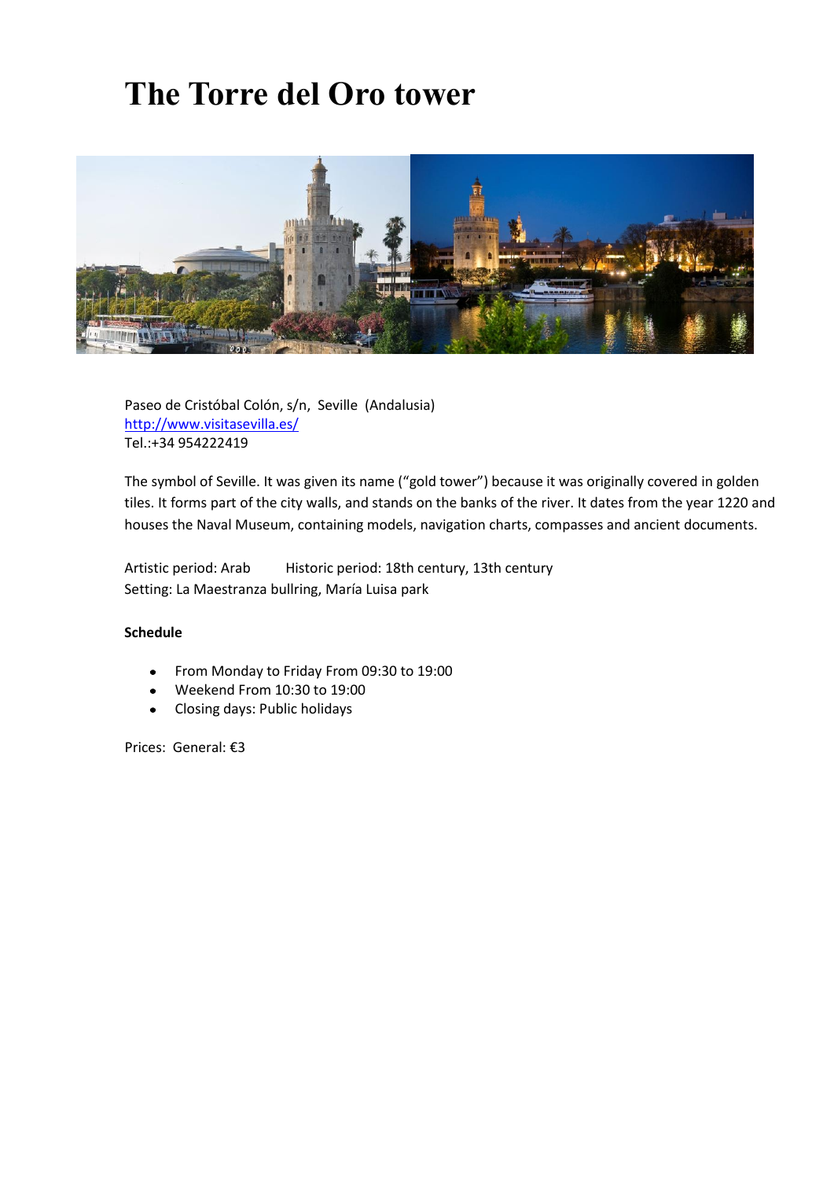# The Torre del Oro tower

Paseo de Cristóbal Colón, s/n, Seville (Andalusia)
http://www.visitasevilla.es/
Tel.:+34 954222419

The symbol of Seville. It was given its name ("gold tower") because it was originally covered in golden tiles. It forms part of the city walls, and stands on the banks of the river. It dates from the year 1220 and houses the Naval Museum, containing models, navigation charts, compasses and ancient documents.

Artistic period: Arab Historic period: 18th century, 13th century
Setting: La Maestranza bullring, María Luisa park

**Schedule**

- From Monday to Friday From 09:30 to 19:00
- Weekend From 10:30 to 19:00
- Closing days: Public holidays

Prices: General: €3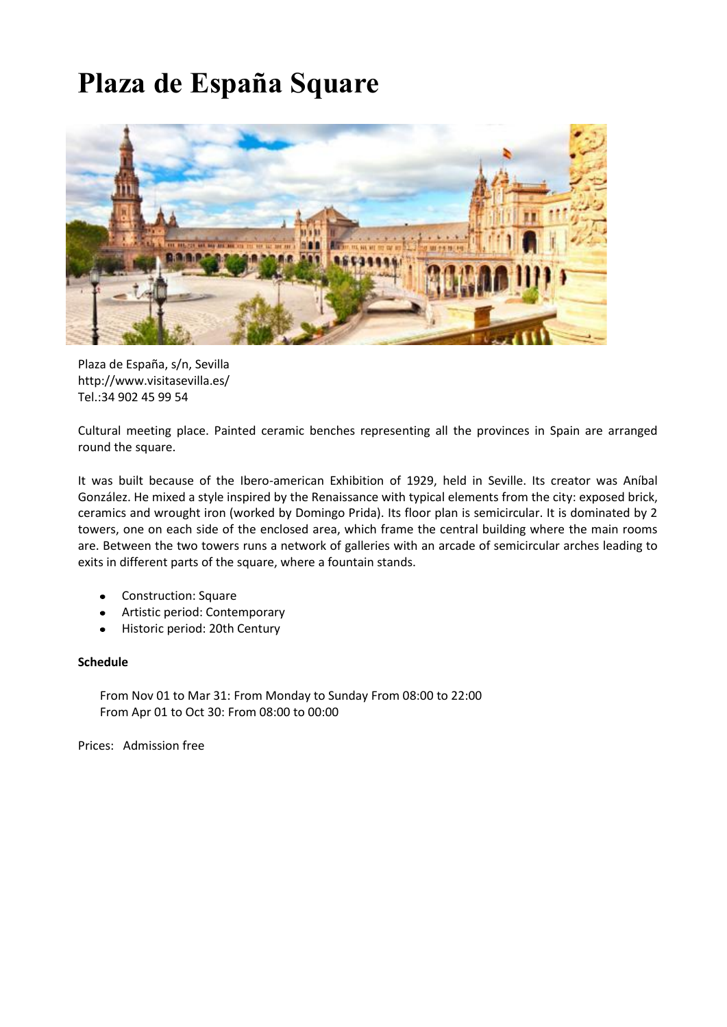# Plaza de España Square

Plaza de España, s/n, Sevilla
http://www.visitasevilla.es/
Tel.:34 902 45 99 54

Cultural meeting place. Painted ceramic benches representing all the provinces in Spain are arranged round the square.

It was built because of the Ibero-american Exhibition of 1929, held in Seville. Its creator was Aníbal González. He mixed a style inspired by the Renaissance with typical elements from the city: exposed brick, ceramics and wrought iron (worked by Domingo Prida). Its floor plan is semicircular. It is dominated by 2 towers, one on each side of the enclosed area, which frame the central building where the main rooms are. Between the two towers runs a network of galleries with an arcade of semicircular arches leading to exits in different parts of the square, where a fountain stands.

- Construction: Square
- Artistic period: Contemporary
- Historic period: 20th Century

**Schedule**

From Nov 01 to Mar 31: From Monday to Sunday From 08:00 to 22:00
From Apr 01 to Oct 30: From 08:00 to 00:00

Prices: Admission free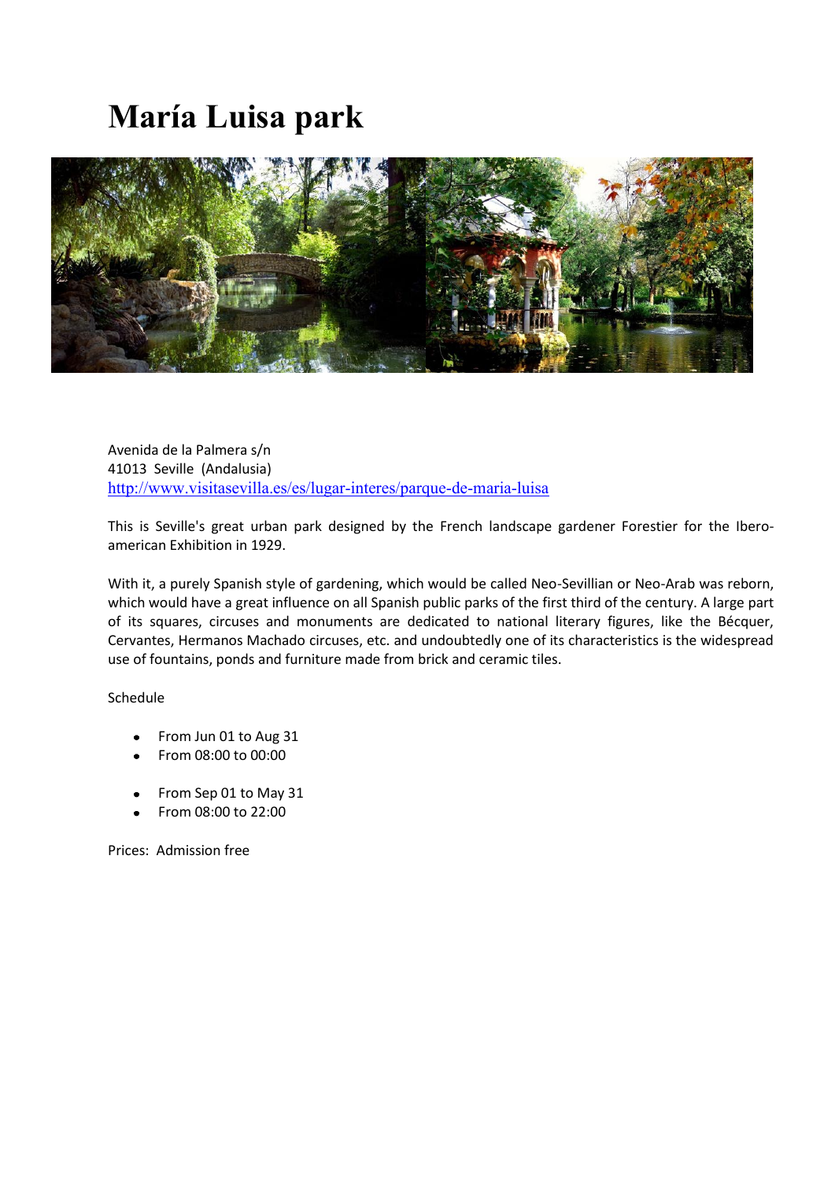# María Luisa park

Avenida de la Palmera s/n
41013 Seville (Andalusia)
http://www.visitasevilla.es/es/lugar-interes/parque-de-maria-luisa

This is Seville's great urban park designed by the French landscape gardener Forestier for the Ibero-american Exhibition in 1929.

With it, a purely Spanish style of gardening, which would be called Neo-Sevillian or Neo-Arab was reborn, which would have a great influence on all Spanish public parks of the first third of the century. A large part of its squares, circuses and monuments are dedicated to national literary figures, like the Bécquer, Cervantes, Hermanos Machado circuses, etc. and undoubtedly one of its characteristics is the widespread use of fountains, ponds and furniture made from brick and ceramic tiles.

Schedule

- From Jun 01 to Aug 31
- From 08:00 to 00:00

- From Sep 01 to May 31
- From 08:00 to 22:00

Prices: Admission free